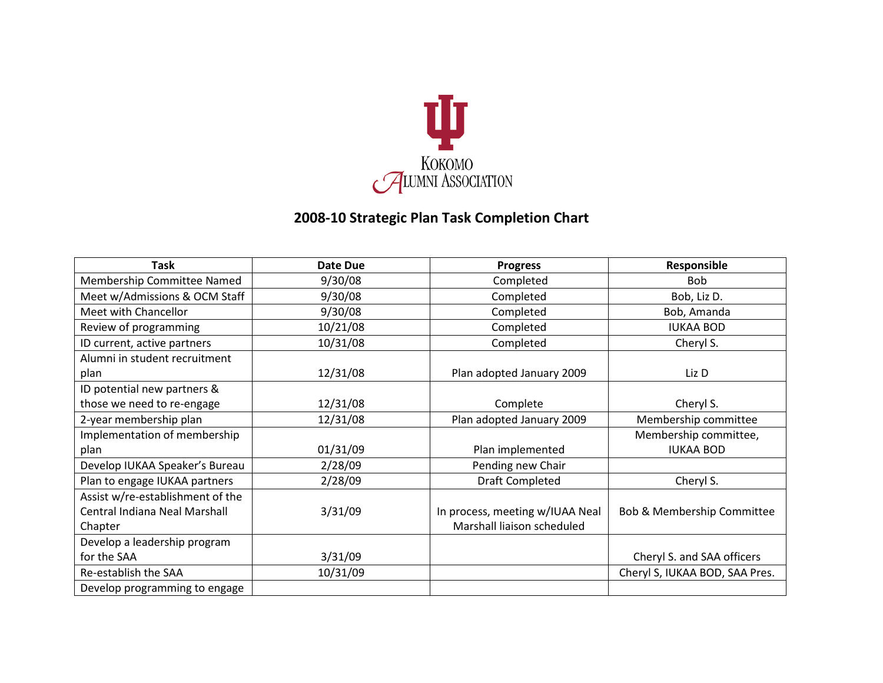KOKOMO
ALUMNI ASSOCIATION

# 2008-10 Strategic Plan Task Completion Chart

| Task | Date Due | Progress | Responsible |
|---|---|---|---|
| Membership Committee Named | 9/30/08 | Completed | Bob |
| Meet w/Admissions & OCM Staff | 9/30/08 | Completed | Bob, Liz D. |
| Meet with Chancellor | 9/30/08 | Completed | Bob, Amanda |
| Review of programming | 10/21/08 | Completed | IUKAA BOD |
| ID current, active partners | 10/31/08 | Completed | Cheryl S. |
| Alumni in student recruitment plan | 12/31/08 | Plan adopted January 2009 | Liz D |
| ID potential new partners & those we need to re-engage | 12/31/08 | Complete | Cheryl S. |
| 2-year membership plan | 12/31/08 | Plan adopted January 2009 | Membership committee |
| Implementation of membership plan | 01/31/09 | Plan implemented | Membership committee, IUKAA BOD |
| Develop IUKAA Speaker's Bureau | 2/28/09 | Pending new Chair | |
| Plan to engage IUKAA partners | 2/28/09 | Draft Completed | Cheryl S. |
| Assist w/re-establishment of the Central Indiana Neal Marshall Chapter | 3/31/09 | In process, meeting w/IUAA Neal Marshall liaison scheduled | Bob & Membership Committee |
| Develop a leadership program for the SAA | 3/31/09 | | Cheryl S. and SAA officers |
| Re-establish the SAA | 10/31/09 | | Cheryl S, IUKAA BOD, SAA Pres. |
| Develop programming to engage | | | |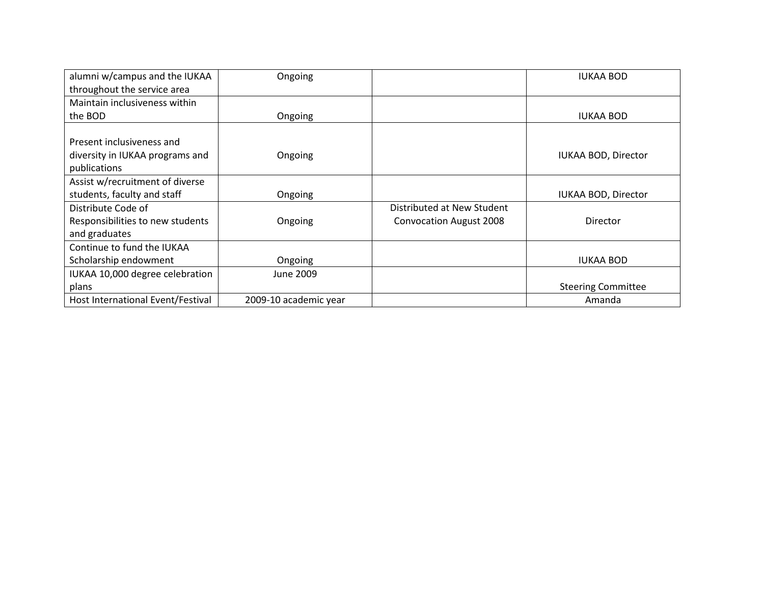| | | | |
|---|---|---|---|
| alumni w/campus and the IUKAA throughout the service area | Ongoing | | IUKAA BOD |
| Maintain inclusiveness within the BOD | Ongoing | | IUKAA BOD |
| Present inclusiveness and diversity in IUKAA programs and publications | Ongoing | | IUKAA BOD, Director |
| Assist w/recruitment of diverse students, faculty and staff | Ongoing | | IUKAA BOD, Director |
| Distribute Code of Responsibilities to new students and graduates | Ongoing | Distributed at New Student Convocation August 2008 | Director |
| Continue to fund the IUKAA Scholarship endowment | Ongoing | | IUKAA BOD |
| IUKAA 10,000 degree celebration plans | June 2009 | | Steering Committee |
| Host International Event/Festival | 2009-10 academic year | | Amanda |